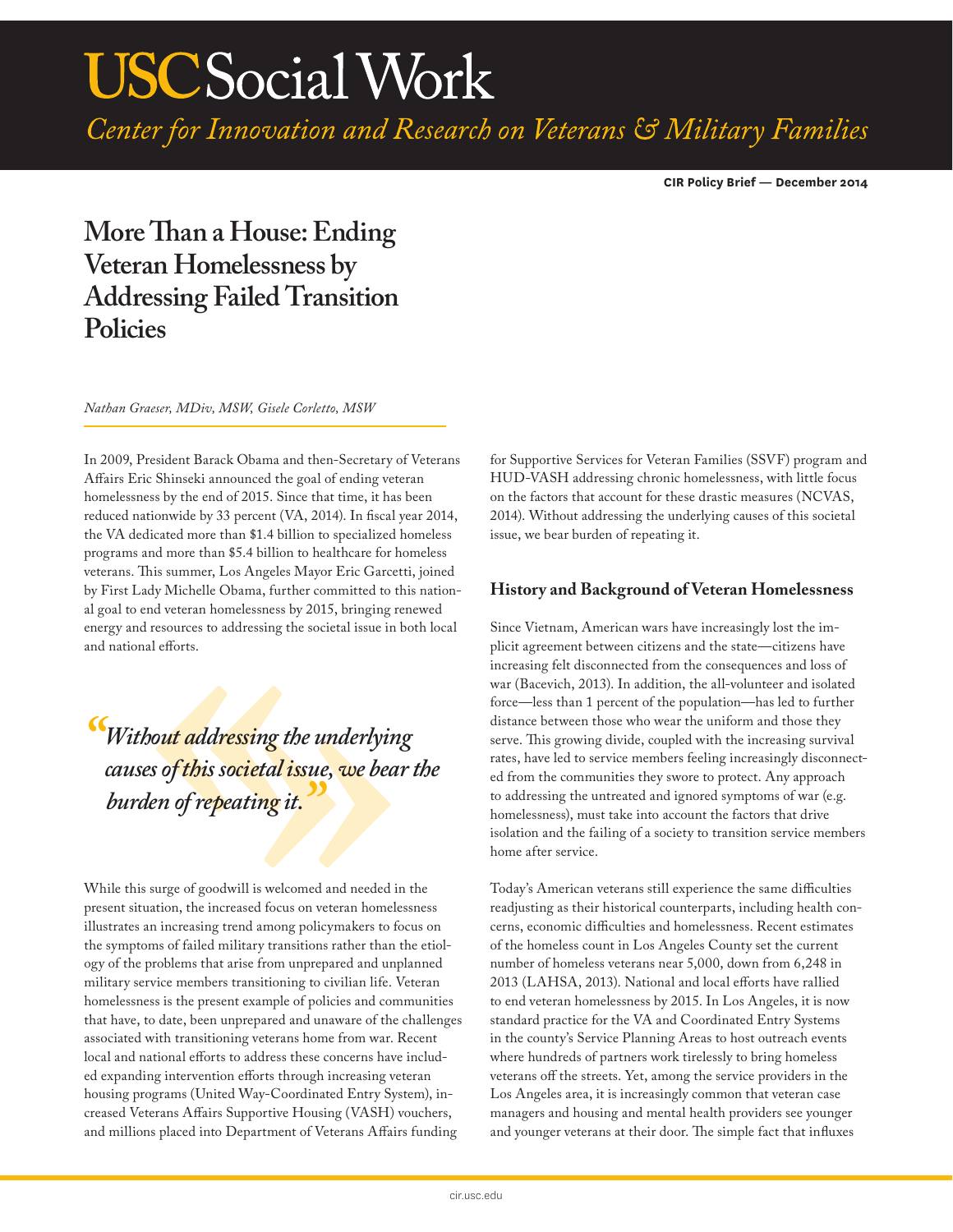# USC Social Work

*Center for Innovation and Research on Veterans & Military Families*

**CIR Policy Brief — December 2014**

# More Than a House: Ending Veteran Homelessness by Addressing Failed Transition Policies

*Nathan Graeser, MDiv, MSW, Gisele Corletto, MSW*

In 2009, President Barack Obama and then-Secretary of Veterans Affairs Eric Shinseki announced the goal of ending veteran homelessness by the end of 2015. Since that time, it has been reduced nationwide by 33 percent (VA, 2014). In fiscal year 2014, the VA dedicated more than $1.4 billion to specialized homeless programs and more than $5.4 billion to healthcare for homeless veterans. This summer, Los Angeles Mayor Eric Garcetti, joined by First Lady Michelle Obama, further committed to this national goal to end veteran homelessness by 2015, bringing renewed energy and resources to addressing the societal issue in both local and national efforts.

> *"Without addressing the underlying causes of this societal issue, we bear the burden of repeating it."*

While this surge of goodwill is welcomed and needed in the present situation, the increased focus on veteran homelessness illustrates an increasing trend among policymakers to focus on the symptoms of failed military transitions rather than the etiology of the problems that arise from unprepared and unplanned military service members transitioning to civilian life. Veteran homelessness is the present example of policies and communities that have, to date, been unprepared and unaware of the challenges associated with transitioning veterans home from war. Recent local and national efforts to address these concerns have included expanding intervention efforts through increasing veteran housing programs (United Way-Coordinated Entry System), increased Veterans Affairs Supportive Housing (VASH) vouchers, and millions placed into Department of Veterans Affairs funding for Supportive Services for Veteran Families (SSVF) program and HUD-VASH addressing chronic homelessness, with little focus on the factors that account for these drastic measures (NCVAS, 2014). Without addressing the underlying causes of this societal issue, we bear burden of repeating it.

## History and Background of Veteran Homelessness

Since Vietnam, American wars have increasingly lost the implicit agreement between citizens and the state—citizens have increasing felt disconnected from the consequences and loss of war (Bacevich, 2013). In addition, the all-volunteer and isolated force—less than 1 percent of the population—has led to further distance between those who wear the uniform and those they serve. This growing divide, coupled with the increasing survival rates, have led to service members feeling increasingly disconnected from the communities they swore to protect. Any approach to addressing the untreated and ignored symptoms of war (e.g. homelessness), must take into account the factors that drive isolation and the failing of a society to transition service members home after service.

Today's American veterans still experience the same difficulties readjusting as their historical counterparts, including health concerns, economic difficulties and homelessness. Recent estimates of the homeless count in Los Angeles County set the current number of homeless veterans near 5,000, down from 6,248 in 2013 (LAHSA, 2013). National and local efforts have rallied to end veteran homelessness by 2015. In Los Angeles, it is now standard practice for the VA and Coordinated Entry Systems in the county's Service Planning Areas to host outreach events where hundreds of partners work tirelessly to bring homeless veterans off the streets. Yet, among the service providers in the Los Angeles area, it is increasingly common that veteran case managers and housing and mental health providers see younger and younger veterans at their door. The simple fact that influxes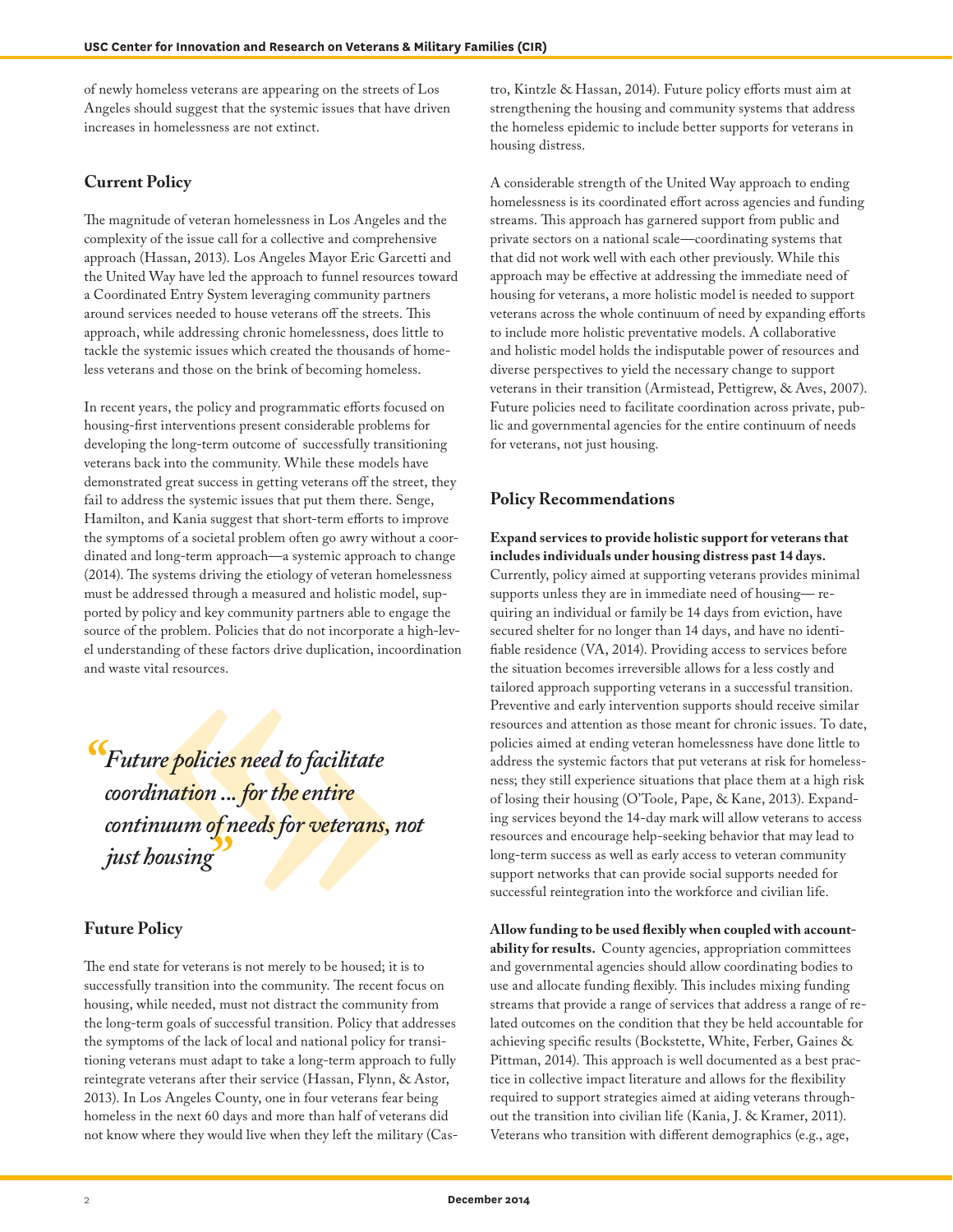of newly homeless veterans are appearing on the streets of Los Angeles should suggest that the systemic issues that have driven increases in homelessness are not extinct.

## Current Policy

The magnitude of veteran homelessness in Los Angeles and the complexity of the issue call for a collective and comprehensive approach (Hassan, 2013). Los Angeles Mayor Eric Garcetti and the United Way have led the approach to funnel resources toward a Coordinated Entry System leveraging community partners around services needed to house veterans off the streets. This approach, while addressing chronic homelessness, does little to tackle the systemic issues which created the thousands of homeless veterans and those on the brink of becoming homeless.

In recent years, the policy and programmatic efforts focused on housing-first interventions present considerable problems for developing the long-term outcome of successfully transitioning veterans back into the community. While these models have demonstrated great success in getting veterans off the street, they fail to address the systemic issues that put them there. Senge, Hamilton, and Kania suggest that short-term efforts to improve the symptoms of a societal problem often go awry without a coordinated and long-term approach—a systemic approach to change (2014). The systems driving the etiology of veteran homelessness must be addressed through a measured and holistic model, supported by policy and key community partners able to engage the source of the problem. Policies that do not incorporate a high-level understanding of these factors drive duplication, incoordination and waste vital resources.

> *"Future policies need to facilitate coordination ... for the entire continuum of needs for veterans, not just housing"*

## Future Policy

The end state for veterans is not merely to be housed; it is to successfully transition into the community. The recent focus on housing, while needed, must not distract the community from the long-term goals of successful transition. Policy that addresses the symptoms of the lack of local and national policy for transitioning veterans must adapt to take a long-term approach to fully reintegrate veterans after their service (Hassan, Flynn, & Astor, 2013). In Los Angeles County, one in four veterans fear being homeless in the next 60 days and more than half of veterans did not know where they would live when they left the military (Castro, Kintzle & Hassan, 2014). Future policy efforts must aim at strengthening the housing and community systems that address the homeless epidemic to include better supports for veterans in housing distress.

A considerable strength of the United Way approach to ending homelessness is its coordinated effort across agencies and funding streams. This approach has garnered support from public and private sectors on a national scale—coordinating systems that that did not work well with each other previously. While this approach may be effective at addressing the immediate need of housing for veterans, a more holistic model is needed to support veterans across the whole continuum of need by expanding efforts to include more holistic preventative models. A collaborative and holistic model holds the indisputable power of resources and diverse perspectives to yield the necessary change to support veterans in their transition (Armistead, Pettigrew, & Aves, 2007). Future policies need to facilitate coordination across private, public and governmental agencies for the entire continuum of needs for veterans, not just housing.

## Policy Recommendations

**Expand services to provide holistic support for veterans that includes individuals under housing distress past 14 days.** Currently, policy aimed at supporting veterans provides minimal supports unless they are in immediate need of housing— requiring an individual or family be 14 days from eviction, have secured shelter for no longer than 14 days, and have no identifiable residence (VA, 2014). Providing access to services before the situation becomes irreversible allows for a less costly and tailored approach supporting veterans in a successful transition. Preventive and early intervention supports should receive similar resources and attention as those meant for chronic issues. To date, policies aimed at ending veteran homelessness have done little to address the systemic factors that put veterans at risk for homelessness; they still experience situations that place them at a high risk of losing their housing (O'Toole, Pape, & Kane, 2013). Expanding services beyond the 14-day mark will allow veterans to access resources and encourage help-seeking behavior that may lead to long-term success as well as early access to veteran community support networks that can provide social supports needed for successful reintegration into the workforce and civilian life.

**Allow funding to be used flexibly when coupled with accountability for results.** County agencies, appropriation committees and governmental agencies should allow coordinating bodies to use and allocate funding flexibly. This includes mixing funding streams that provide a range of services that address a range of related outcomes on the condition that they be held accountable for achieving specific results (Bockstette, White, Ferber, Gaines & Pittman, 2014). This approach is well documented as a best practice in collective impact literature and allows for the flexibility required to support strategies aimed at aiding veterans throughout the transition into civilian life (Kania, J. & Kramer, 2011). Veterans who transition with different demographics (e.g., age,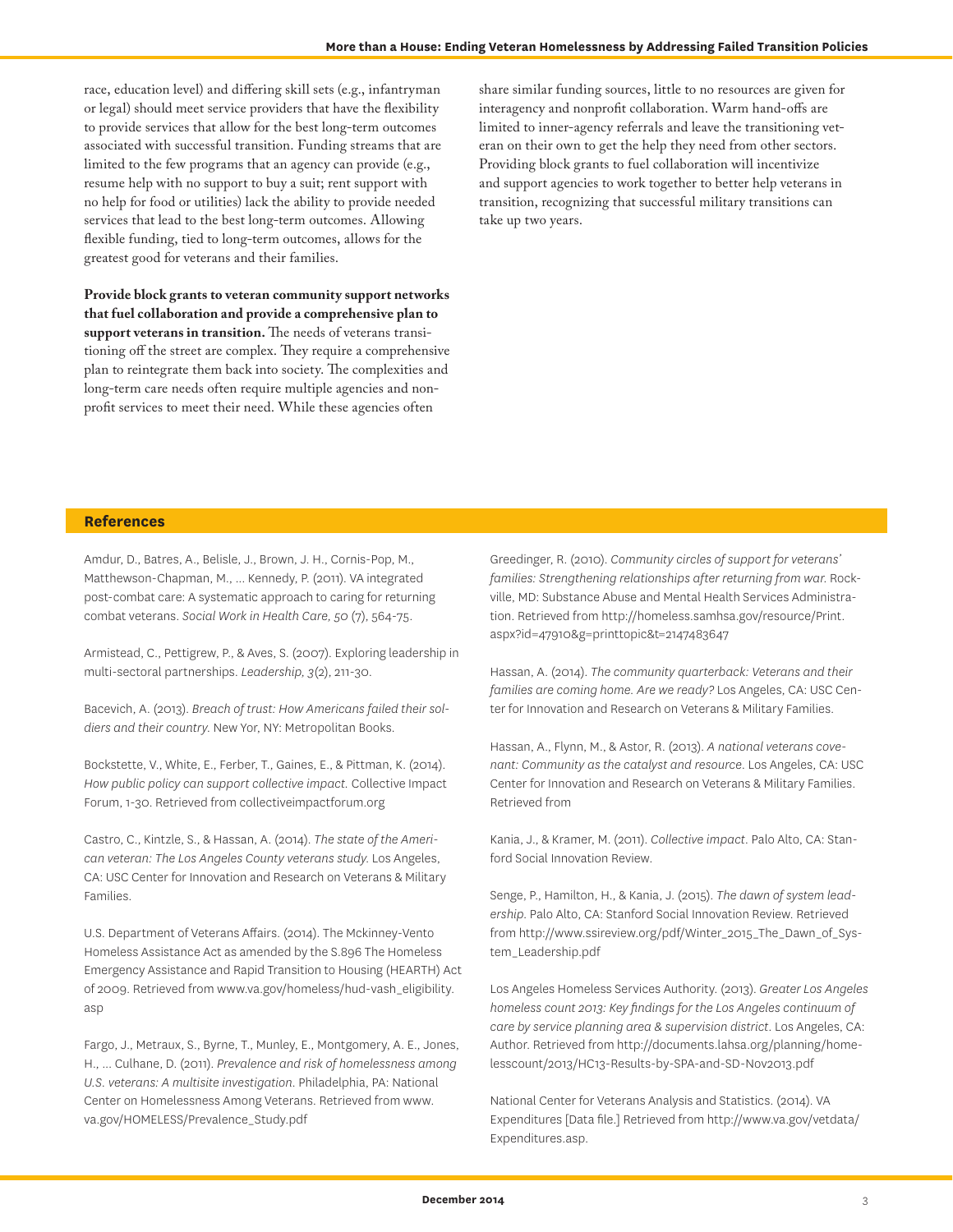race, education level) and differing skill sets (e.g., infantryman or legal) should meet service providers that have the flexibility to provide services that allow for the best long-term outcomes associated with successful transition. Funding streams that are limited to the few programs that an agency can provide (e.g., resume help with no support to buy a suit; rent support with no help for food or utilities) lack the ability to provide needed services that lead to the best long-term outcomes. Allowing flexible funding, tied to long-term outcomes, allows for the greatest good for veterans and their families.

**Provide block grants to veteran community support networks that fuel collaboration and provide a comprehensive plan to support veterans in transition.** The needs of veterans transitioning off the street are complex. They require a comprehensive plan to reintegrate them back into society. The complexities and long-term care needs often require multiple agencies and nonprofit services to meet their need. While these agencies often share similar funding sources, little to no resources are given for interagency and nonprofit collaboration. Warm hand-offs are limited to inner-agency referrals and leave the transitioning veteran on their own to get the help they need from other sectors. Providing block grants to fuel collaboration will incentivize and support agencies to work together to better help veterans in transition, recognizing that successful military transitions can take up two years.

## References

Amdur, D., Batres, A., Belisle, J., Brown, J. H., Cornis-Pop, M., Matthewson-Chapman, M., ... Kennedy, P. (2011). VA integrated post-combat care: A systematic approach to caring for returning combat veterans. *Social Work in Health Care, 50* (7), 564-75.

Armistead, C., Pettigrew, P., & Aves, S. (2007). Exploring leadership in multi-sectoral partnerships. *Leadership, 3*(2), 211-30.

Bacevich, A. (2013). *Breach of trust: How Americans failed their soldiers and their country.* New Yor, NY: Metropolitan Books.

Bockstette, V., White, E., Ferber, T., Gaines, E., & Pittman, K. (2014). *How public policy can support collective impact.* Collective Impact Forum, 1-30. Retrieved from collectiveimpactforum.org

Castro, C., Kintzle, S., & Hassan, A. (2014). *The state of the American veteran: The Los Angeles County veterans study.* Los Angeles, CA: USC Center for Innovation and Research on Veterans & Military Families.

U.S. Department of Veterans Affairs. (2014). The Mckinney-Vento Homeless Assistance Act as amended by the S.896 The Homeless Emergency Assistance and Rapid Transition to Housing (HEARTH) Act of 2009. Retrieved from www.va.gov/homeless/hud-vash_eligibility.asp

Fargo, J., Metraux, S., Byrne, T., Munley, E., Montgomery, A. E., Jones, H., ... Culhane, D. (2011). *Prevalence and risk of homelessness among U.S. veterans: A multisite investigation.* Philadelphia, PA: National Center on Homelessness Among Veterans. Retrieved from www.va.gov/HOMELESS/Prevalence_Study.pdf

Greedinger, R. (2010). *Community circles of support for veterans' families: Strengthening relationships after returning from war.* Rockville, MD: Substance Abuse and Mental Health Services Administration. Retrieved from http://homeless.samhsa.gov/resource/Print.aspx?id=47910&g=printtopic&t=2147483647

Hassan, A. (2014). *The community quarterback: Veterans and their families are coming home. Are we ready?* Los Angeles, CA: USC Center for Innovation and Research on Veterans & Military Families.

Hassan, A., Flynn, M., & Astor, R. (2013). *A national veterans covenant: Community as the catalyst and resource.* Los Angeles, CA: USC Center for Innovation and Research on Veterans & Military Families. Retrieved from

Kania, J., & Kramer, M. (2011). *Collective impact*. Palo Alto, CA: Stanford Social Innovation Review.

Senge, P., Hamilton, H., & Kania, J. (2015). *The dawn of system leadership*. Palo Alto, CA: Stanford Social Innovation Review. Retrieved from http://www.ssireview.org/pdf/Winter_2015_The_Dawn_of_System_Leadership.pdf

Los Angeles Homeless Services Authority. (2013). *Greater Los Angeles homeless count 2013: Key findings for the Los Angeles continuum of care by service planning area & supervision district*. Los Angeles, CA: Author. Retrieved from http://documents.lahsa.org/planning/homelesscount/2013/HC13-Results-by-SPA-and-SD-Nov2013.pdf

National Center for Veterans Analysis and Statistics. (2014). VA Expenditures [Data file.] Retrieved from http://www.va.gov/vetdata/Expenditures.asp.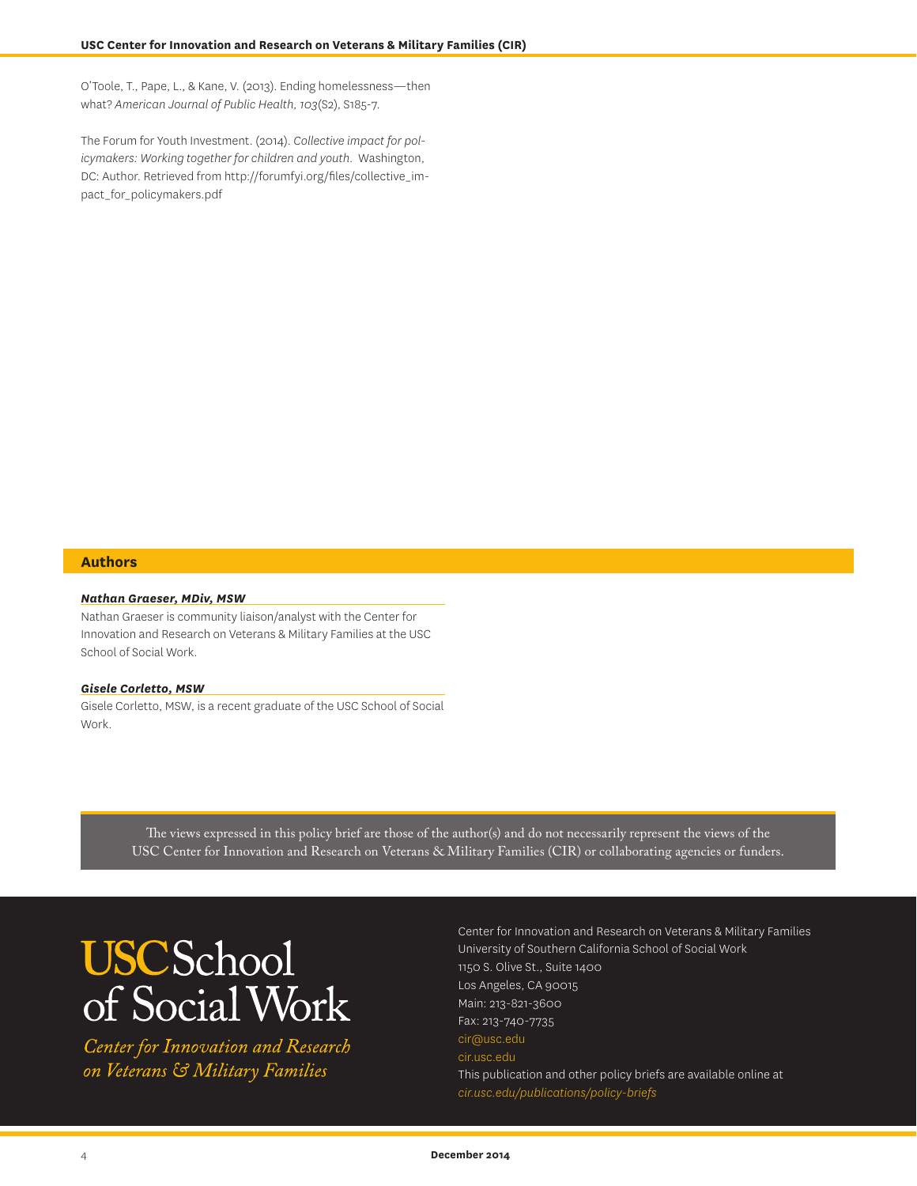O'Toole, T., Pape, L., & Kane, V. (2013). Ending homelessness—then what? *American Journal of Public Health, 103*(S2), S185-7.

The Forum for Youth Investment. (2014). *Collective impact for policymakers: Working together for children and youth*. Washington, DC: Author. Retrieved from http://forumfyi.org/files/collective_impact_for_policymakers.pdf

## Authors

***Nathan Graeser, MDiv, MSW***

Nathan Graeser is community liaison/analyst with the Center for Innovation and Research on Veterans & Military Families at the USC School of Social Work.

***Gisele Corletto, MSW***

Gisele Corletto, MSW, is a recent graduate of the USC School of Social Work.

The views expressed in this policy brief are those of the author(s) and do not necessarily represent the views of the USC Center for Innovation and Research on Veterans & Military Families (CIR) or collaborating agencies or funders.

USC School of Social Work

*Center for Innovation and Research on Veterans & Military Families*

Center for Innovation and Research on Veterans & Military Families
University of Southern California School of Social Work
1150 S. Olive St., Suite 1400
Los Angeles, CA 90015
Main: 213-821-3600
Fax: 213-740-7735
cir@usc.edu
cir.usc.edu
This publication and other policy briefs are available online at
*cir.usc.edu/publications/policy-briefs*

December 2014